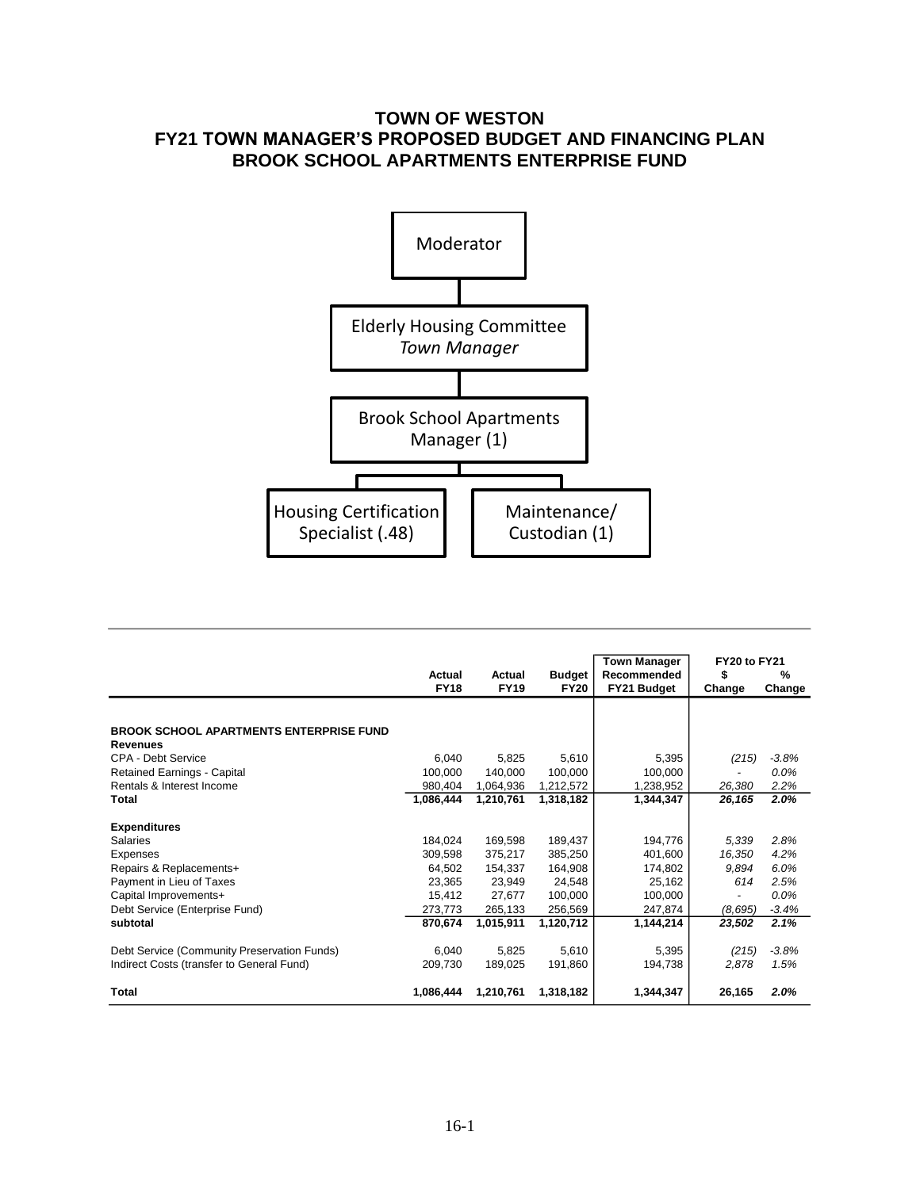# TOWN OF WESTON
## FY21 TOWN MANAGER'S PROPOSED BUDGET AND FINANCING PLAN
## BROOK SCHOOL APARTMENTS ENTERPRISE FUND

Moderator

Elderly Housing Committee
*Town Manager*

Brook School Apartments
Manager (1)

Housing Certification Specialist (.48)

Maintenance/ Custodian (1)

| | Actual FY18 | Actual FY19 | Budget FY20 | Town Manager Recommended FY21 Budget | FY20 to FY21 $ Change | FY20 to FY21 % Change |
|---|---|---|---|---|---|---|
| **BROOK SCHOOL APARTMENTS ENTERPRISE FUND** | | | | | | |
| **Revenues** | | | | | | |
| CPA - Debt Service | 6,040 | 5,825 | 5,610 | 5,395 | *(215)* | *-3.8%* |
| Retained Earnings - Capital | 100,000 | 140,000 | 100,000 | 100,000 | - | *0.0%* |
| Rentals & Interest Income | 980,404 | 1,064,936 | 1,212,572 | 1,238,952 | *26,380* | *2.2%* |
| **Total** | **1,086,444** | **1,210,761** | **1,318,182** | **1,344,347** | ***26,165*** | ***2.0%*** |
| **Expenditures** | | | | | | |
| Salaries | 184,024 | 169,598 | 189,437 | 194,776 | *5,339* | *2.8%* |
| Expenses | 309,598 | 375,217 | 385,250 | 401,600 | *16,350* | *4.2%* |
| Repairs & Replacements+ | 64,502 | 154,337 | 164,908 | 174,802 | *9,894* | *6.0%* |
| Payment in Lieu of Taxes | 23,365 | 23,949 | 24,548 | 25,162 | *614* | *2.5%* |
| Capital Improvements+ | 15,412 | 27,677 | 100,000 | 100,000 | - | *0.0%* |
| Debt Service (Enterprise Fund) | 273,773 | 265,133 | 256,569 | 247,874 | *(8,695)* | *-3.4%* |
| **subtotal** | **870,674** | **1,015,911** | **1,120,712** | **1,144,214** | ***23,502*** | ***2.1%*** |
| Debt Service (Community Preservation Funds) | 6,040 | 5,825 | 5,610 | 5,395 | *(215)* | *-3.8%* |
| Indirect Costs (transfer to General Fund) | 209,730 | 189,025 | 191,860 | 194,738 | *2,878* | *1.5%* |
| **Total** | **1,086,444** | **1,210,761** | **1,318,182** | **1,344,347** | **26,165** | ***2.0%*** |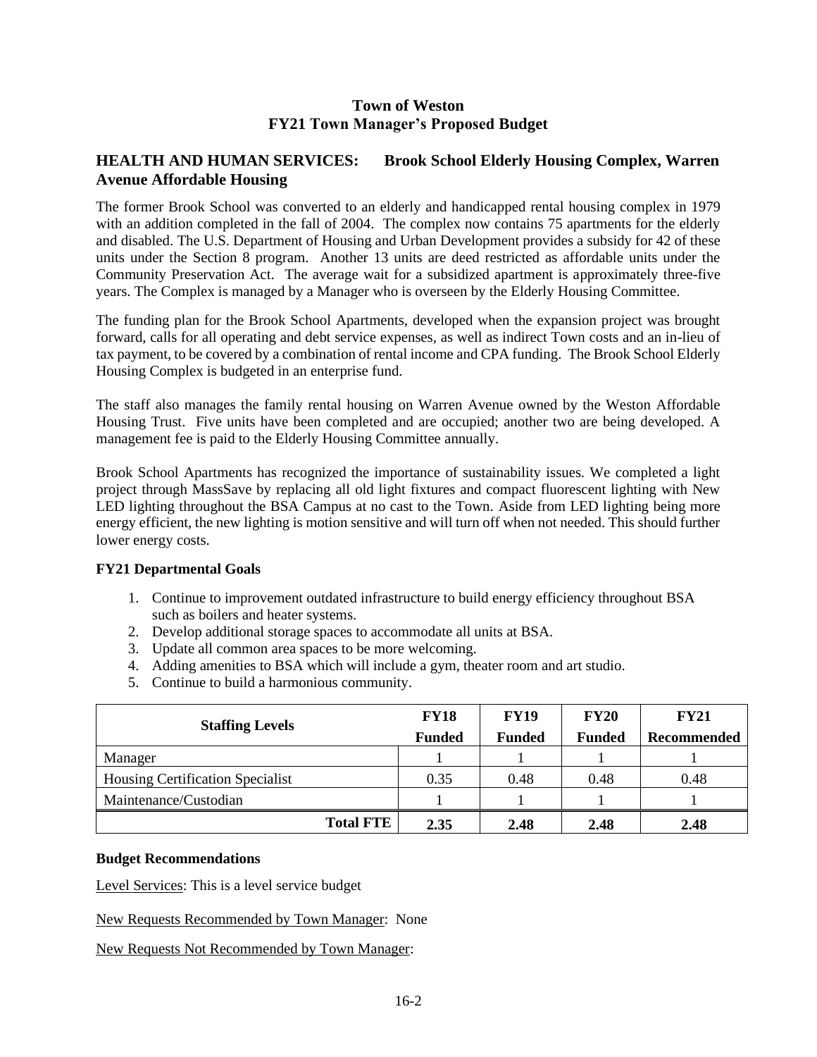**Town of Weston**
**FY21 Town Manager's Proposed Budget**

## HEALTH AND HUMAN SERVICES: Brook School Elderly Housing Complex, Warren Avenue Affordable Housing

The former Brook School was converted to an elderly and handicapped rental housing complex in 1979 with an addition completed in the fall of 2004. The complex now contains 75 apartments for the elderly and disabled. The U.S. Department of Housing and Urban Development provides a subsidy for 42 of these units under the Section 8 program. Another 13 units are deed restricted as affordable units under the Community Preservation Act. The average wait for a subsidized apartment is approximately three-five years. The Complex is managed by a Manager who is overseen by the Elderly Housing Committee.

The funding plan for the Brook School Apartments, developed when the expansion project was brought forward, calls for all operating and debt service expenses, as well as indirect Town costs and an in-lieu of tax payment, to be covered by a combination of rental income and CPA funding. The Brook School Elderly Housing Complex is budgeted in an enterprise fund.

The staff also manages the family rental housing on Warren Avenue owned by the Weston Affordable Housing Trust. Five units have been completed and are occupied; another two are being developed. A management fee is paid to the Elderly Housing Committee annually.

Brook School Apartments has recognized the importance of sustainability issues. We completed a light project through MassSave by replacing all old light fixtures and compact fluorescent lighting with New LED lighting throughout the BSA Campus at no cast to the Town. Aside from LED lighting being more energy efficient, the new lighting is motion sensitive and will turn off when not needed. This should further lower energy costs.

### FY21 Departmental Goals

1. Continue to improvement outdated infrastructure to build energy efficiency throughout BSA such as boilers and heater systems.
2. Develop additional storage spaces to accommodate all units at BSA.
3. Update all common area spaces to be more welcoming.
4. Adding amenities to BSA which will include a gym, theater room and art studio.
5. Continue to build a harmonious community.

| Staffing Levels | FY18 Funded | FY19 Funded | FY20 Funded | FY21 Recommended |
|---|---|---|---|---|
| Manager | 1 | 1 | 1 | 1 |
| Housing Certification Specialist | 0.35 | 0.48 | 0.48 | 0.48 |
| Maintenance/Custodian | 1 | 1 | 1 | 1 |
| **Total FTE** | **2.35** | **2.48** | **2.48** | **2.48** |

### Budget Recommendations

Level Services: This is a level service budget

New Requests Recommended by Town Manager: None

New Requests Not Recommended by Town Manager: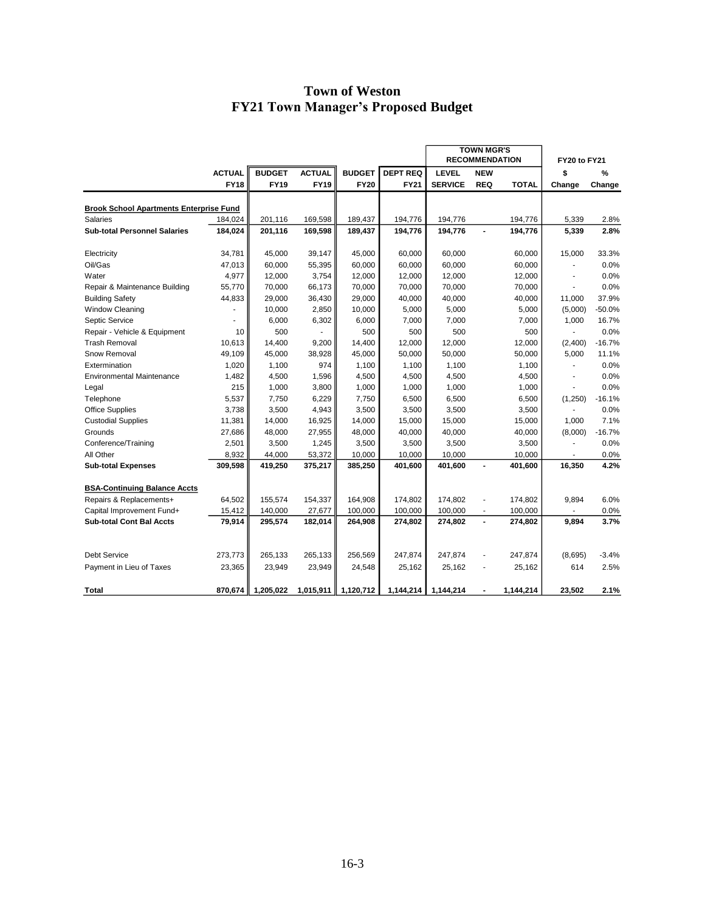# Town of Weston
## FY21 Town Manager's Proposed Budget

| | ACTUAL | BUDGET | ACTUAL | BUDGET | DEPT REQ | TOWN MGR'S RECOMMENDATION | | | FY20 to FY21 | |
|---|---|---|---|---|---|---|---|---|---|---|
| | FY18 | FY19 | FY19 | FY20 | FY21 | LEVEL SERVICE | NEW REQ | TOTAL | $ Change | % Change |
| **Brook School Apartments Enterprise Fund** | | | | | | | | | | |
| Salaries | 184,024 | 201,116 | 169,598 | 189,437 | 194,776 | 194,776 | | 194,776 | 5,339 | 2.8% |
| **Sub-total Personnel Salaries** | **184,024** | **201,116** | **169,598** | **189,437** | **194,776** | **194,776** | **-** | **194,776** | **5,339** | **2.8%** |
| Electricity | 34,781 | 45,000 | 39,147 | 45,000 | 60,000 | 60,000 | | 60,000 | 15,000 | 33.3% |
| Oil/Gas | 47,013 | 60,000 | 55,395 | 60,000 | 60,000 | 60,000 | | 60,000 | - | 0.0% |
| Water | 4,977 | 12,000 | 3,754 | 12,000 | 12,000 | 12,000 | | 12,000 | - | 0.0% |
| Repair & Maintenance Building | 55,770 | 70,000 | 66,173 | 70,000 | 70,000 | 70,000 | | 70,000 | - | 0.0% |
| Building Safety | 44,833 | 29,000 | 36,430 | 29,000 | 40,000 | 40,000 | | 40,000 | 11,000 | 37.9% |
| Window Cleaning | - | 10,000 | 2,850 | 10,000 | 5,000 | 5,000 | | 5,000 | (5,000) | -50.0% |
| Septic Service | - | 6,000 | 6,302 | 6,000 | 7,000 | 7,000 | | 7,000 | 1,000 | 16.7% |
| Repair - Vehicle & Equipment | 10 | 500 | - | 500 | 500 | 500 | | 500 | - | 0.0% |
| Trash Removal | 10,613 | 14,400 | 9,200 | 14,400 | 12,000 | 12,000 | | 12,000 | (2,400) | -16.7% |
| Snow Removal | 49,109 | 45,000 | 38,928 | 45,000 | 50,000 | 50,000 | | 50,000 | 5,000 | 11.1% |
| Extermination | 1,020 | 1,100 | 974 | 1,100 | 1,100 | 1,100 | | 1,100 | - | 0.0% |
| Environmental Maintenance | 1,482 | 4,500 | 1,596 | 4,500 | 4,500 | 4,500 | | 4,500 | - | 0.0% |
| Legal | 215 | 1,000 | 3,800 | 1,000 | 1,000 | 1,000 | | 1,000 | - | 0.0% |
| Telephone | 5,537 | 7,750 | 6,229 | 7,750 | 6,500 | 6,500 | | 6,500 | (1,250) | -16.1% |
| Office Supplies | 3,738 | 3,500 | 4,943 | 3,500 | 3,500 | 3,500 | | 3,500 | - | 0.0% |
| Custodial Supplies | 11,381 | 14,000 | 16,925 | 14,000 | 15,000 | 15,000 | | 15,000 | 1,000 | 7.1% |
| Grounds | 27,686 | 48,000 | 27,955 | 48,000 | 40,000 | 40,000 | | 40,000 | (8,000) | -16.7% |
| Conference/Training | 2,501 | 3,500 | 1,245 | 3,500 | 3,500 | 3,500 | | 3,500 | - | 0.0% |
| All Other | 8,932 | 44,000 | 53,372 | 10,000 | 10,000 | 10,000 | | 10,000 | - | 0.0% |
| **Sub-total Expenses** | **309,598** | **419,250** | **375,217** | **385,250** | **401,600** | **401,600** | **-** | **401,600** | **16,350** | **4.2%** |
| **BSA-Continuing Balance Accts** | | | | | | | | | | |
| Repairs & Replacements+ | 64,502 | 155,574 | 154,337 | 164,908 | 174,802 | 174,802 | - | 174,802 | 9,894 | 6.0% |
| Capital Improvement Fund+ | 15,412 | 140,000 | 27,677 | 100,000 | 100,000 | 100,000 | - | 100,000 | - | 0.0% |
| **Sub-total Cont Bal Accts** | **79,914** | **295,574** | **182,014** | **264,908** | **274,802** | **274,802** | **-** | **274,802** | **9,894** | **3.7%** |
| Debt Service | 273,773 | 265,133 | 265,133 | 256,569 | 247,874 | 247,874 | - | 247,874 | (8,695) | -3.4% |
| Payment in Lieu of Taxes | 23,365 | 23,949 | 23,949 | 24,548 | 25,162 | 25,162 | - | 25,162 | 614 | 2.5% |
| **Total** | **870,674** | **1,205,022** | **1,015,911** | **1,120,712** | **1,144,214** | **1,144,214** | **-** | **1,144,214** | **23,502** | **2.1%** |